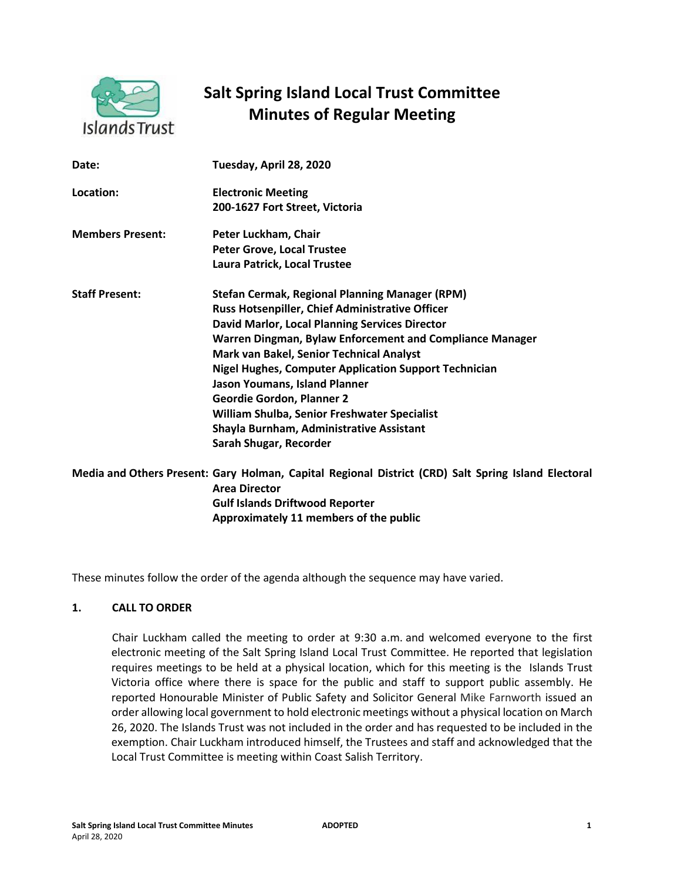# Salt Spring Island Local Trust Committee
# Minutes of Regular Meeting

| | |
|---|---|
| **Date:** | **Tuesday, April 28, 2020** |
| **Location:** | **Electronic Meeting**<br>**200-1627 Fort Street, Victoria** |
| **Members Present:** | **Peter Luckham, Chair**<br>**Peter Grove, Local Trustee**<br>**Laura Patrick, Local Trustee** |
| **Staff Present:** | **Stefan Cermak, Regional Planning Manager (RPM)**<br>**Russ Hotsenpiller, Chief Administrative Officer**<br>**David Marlor, Local Planning Services Director**<br>**Warren Dingman, Bylaw Enforcement and Compliance Manager**<br>**Mark van Bakel, Senior Technical Analyst**<br>**Nigel Hughes, Computer Application Support Technician**<br>**Jason Youmans, Island Planner**<br>**Geordie Gordon, Planner 2**<br>**William Shulba, Senior Freshwater Specialist**<br>**Shayla Burnham, Administrative Assistant**<br>**Sarah Shugar, Recorder** |
| **Media and Others Present:** | **Gary Holman, Capital Regional District (CRD) Salt Spring Island Electoral Area Director**<br>**Gulf Islands Driftwood Reporter**<br>**Approximately 11 members of the public** |

These minutes follow the order of the agenda although the sequence may have varied.

## 1. CALL TO ORDER

Chair Luckham called the meeting to order at 9:30 a.m. and welcomed everyone to the first electronic meeting of the Salt Spring Island Local Trust Committee. He reported that legislation requires meetings to be held at a physical location, which for this meeting is the Islands Trust Victoria office where there is space for the public and staff to support public assembly. He reported Honourable Minister of Public Safety and Solicitor General Mike Farnworth issued an order allowing local government to hold electronic meetings without a physical location on March 26, 2020. The Islands Trust was not included in the order and has requested to be included in the exemption. Chair Luckham introduced himself, the Trustees and staff and acknowledged that the Local Trust Committee is meeting within Coast Salish Territory.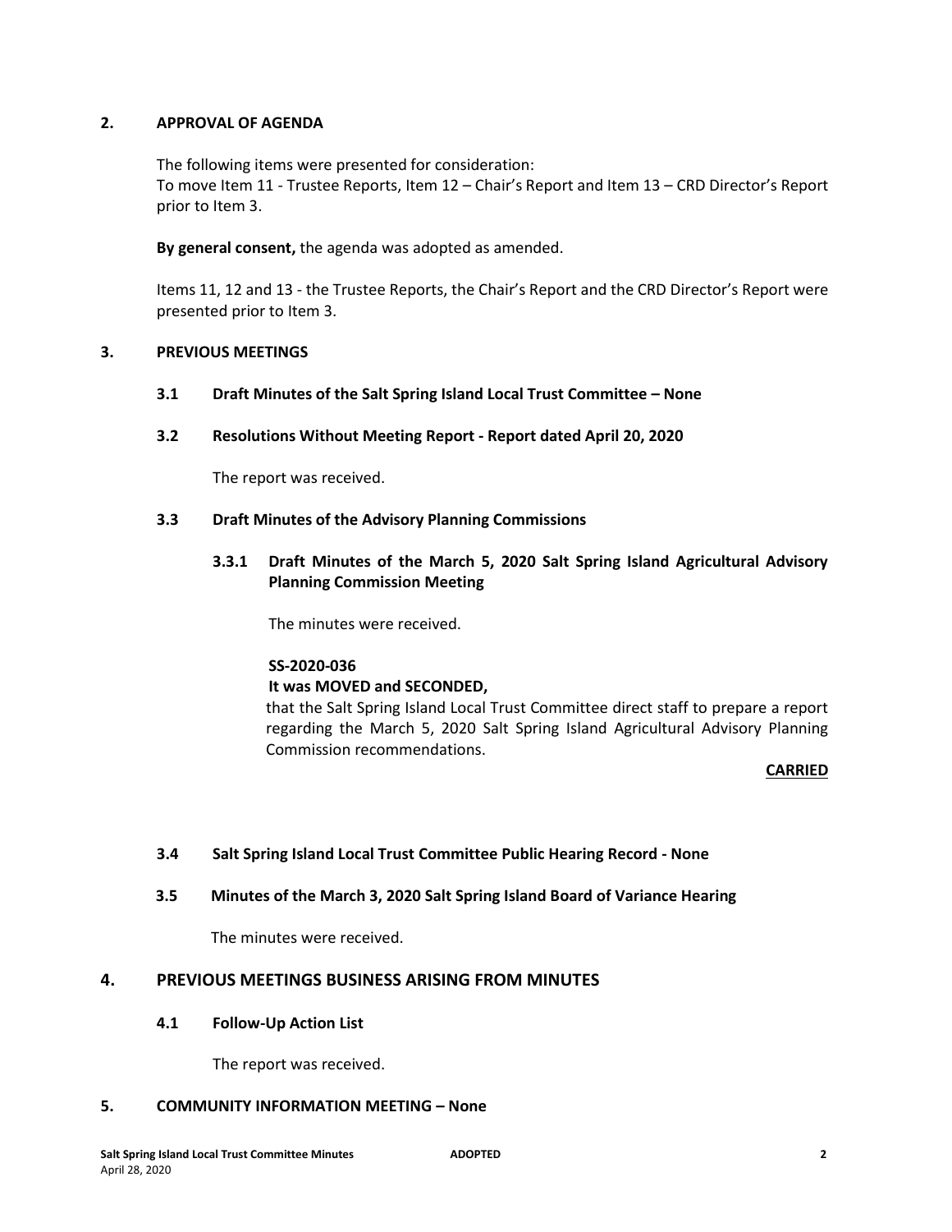## 2. APPROVAL OF AGENDA

The following items were presented for consideration:
To move Item 11 - Trustee Reports, Item 12 – Chair's Report and Item 13 – CRD Director's Report prior to Item 3.

**By general consent,** the agenda was adopted as amended.

Items 11, 12 and 13 - the Trustee Reports, the Chair's Report and the CRD Director's Report were presented prior to Item 3.

## 3. PREVIOUS MEETINGS

### 3.1 Draft Minutes of the Salt Spring Island Local Trust Committee – None

### 3.2 Resolutions Without Meeting Report - Report dated April 20, 2020

The report was received.

### 3.3 Draft Minutes of the Advisory Planning Commissions

#### 3.3.1 Draft Minutes of the March 5, 2020 Salt Spring Island Agricultural Advisory Planning Commission Meeting

The minutes were received.

**SS-2020-036**
**It was MOVED and SECONDED,**
that the Salt Spring Island Local Trust Committee direct staff to prepare a report regarding the March 5, 2020 Salt Spring Island Agricultural Advisory Planning Commission recommendations.

**CARRIED**

### 3.4 Salt Spring Island Local Trust Committee Public Hearing Record - None

### 3.5 Minutes of the March 3, 2020 Salt Spring Island Board of Variance Hearing

The minutes were received.

## 4. PREVIOUS MEETINGS BUSINESS ARISING FROM MINUTES

### 4.1 Follow-Up Action List

The report was received.

## 5. COMMUNITY INFORMATION MEETING – None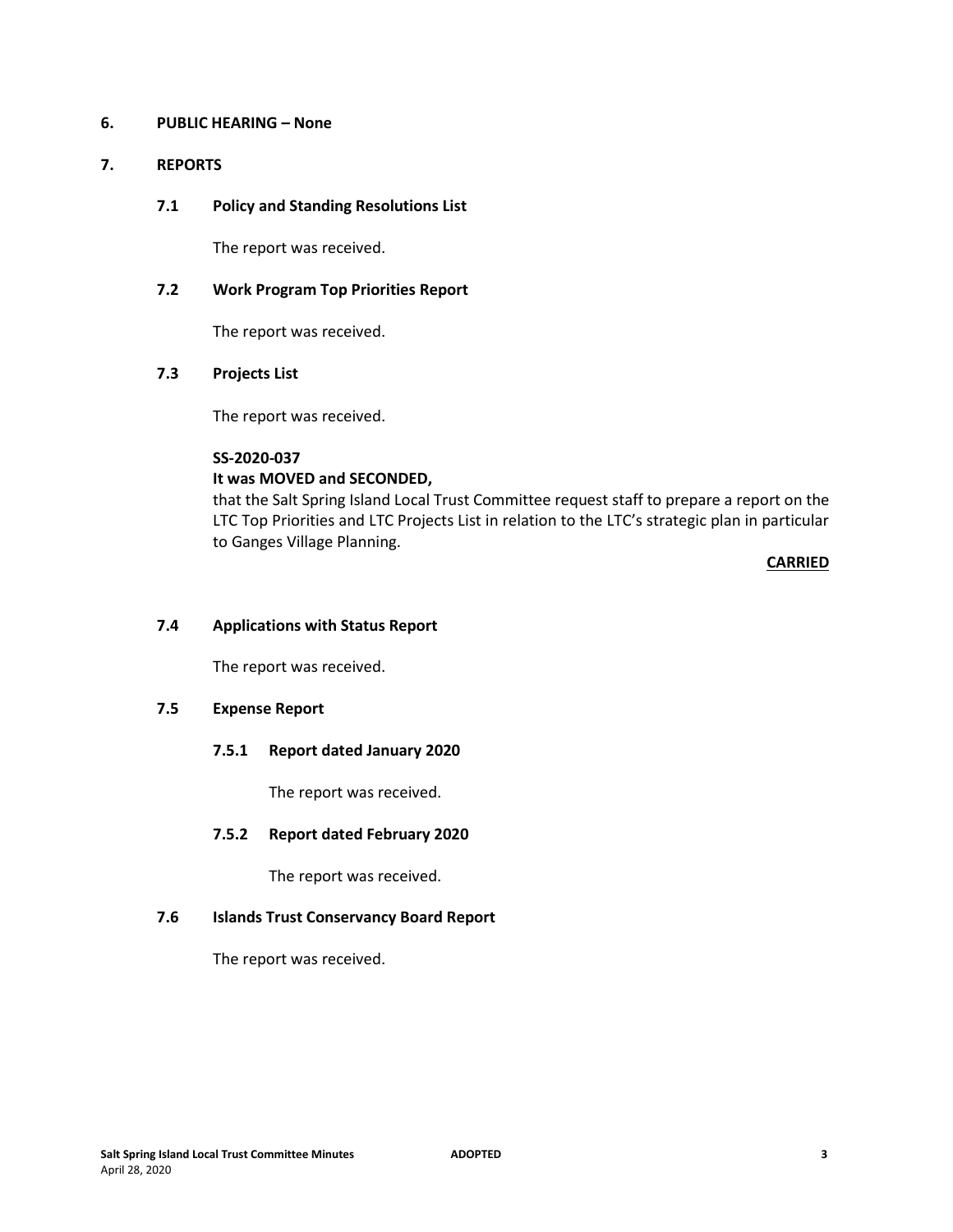## 6. PUBLIC HEARING – None

## 7. REPORTS

### 7.1 Policy and Standing Resolutions List

The report was received.

### 7.2 Work Program Top Priorities Report

The report was received.

### 7.3 Projects List

The report was received.

**SS-2020-037**

**It was MOVED and SECONDED,**

that the Salt Spring Island Local Trust Committee request staff to prepare a report on the LTC Top Priorities and LTC Projects List in relation to the LTC's strategic plan in particular to Ganges Village Planning.

**CARRIED**

### 7.4 Applications with Status Report

The report was received.

### 7.5 Expense Report

#### 7.5.1 Report dated January 2020

The report was received.

#### 7.5.2 Report dated February 2020

The report was received.

### 7.6 Islands Trust Conservancy Board Report

The report was received.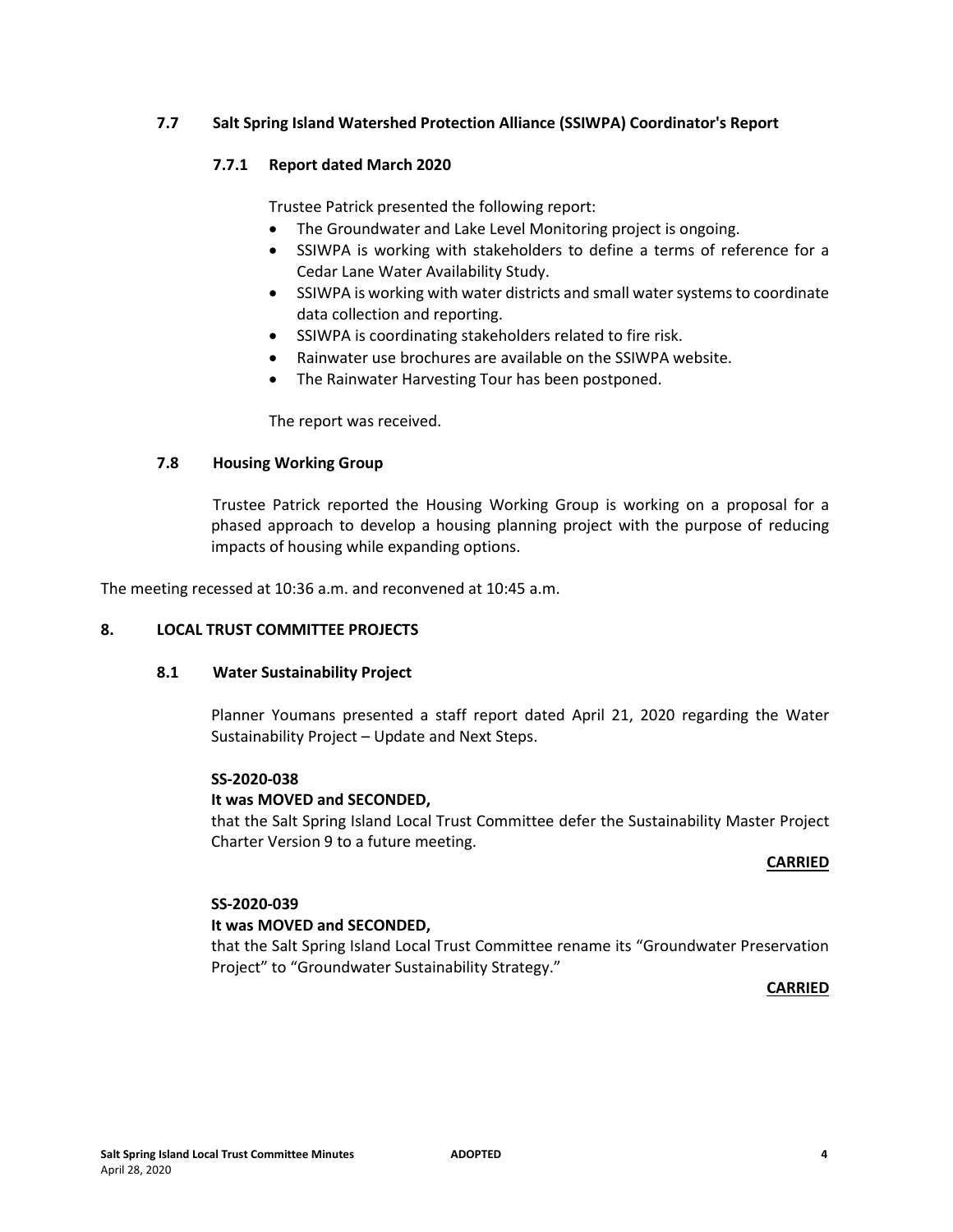### 7.7 Salt Spring Island Watershed Protection Alliance (SSIWPA) Coordinator's Report

#### 7.7.1 Report dated March 2020

Trustee Patrick presented the following report:

- The Groundwater and Lake Level Monitoring project is ongoing.
- SSIWPA is working with stakeholders to define a terms of reference for a Cedar Lane Water Availability Study.
- SSIWPA is working with water districts and small water systems to coordinate data collection and reporting.
- SSIWPA is coordinating stakeholders related to fire risk.
- Rainwater use brochures are available on the SSIWPA website.
- The Rainwater Harvesting Tour has been postponed.

The report was received.

### 7.8 Housing Working Group

Trustee Patrick reported the Housing Working Group is working on a proposal for a phased approach to develop a housing planning project with the purpose of reducing impacts of housing while expanding options.

The meeting recessed at 10:36 a.m. and reconvened at 10:45 a.m.

## 8. LOCAL TRUST COMMITTEE PROJECTS

### 8.1 Water Sustainability Project

Planner Youmans presented a staff report dated April 21, 2020 regarding the Water Sustainability Project – Update and Next Steps.

**SS-2020-038**

**It was MOVED and SECONDED,**

that the Salt Spring Island Local Trust Committee defer the Sustainability Master Project Charter Version 9 to a future meeting.

**CARRIED**

**SS-2020-039**

**It was MOVED and SECONDED,**

that the Salt Spring Island Local Trust Committee rename its "Groundwater Preservation Project" to "Groundwater Sustainability Strategy."

**CARRIED**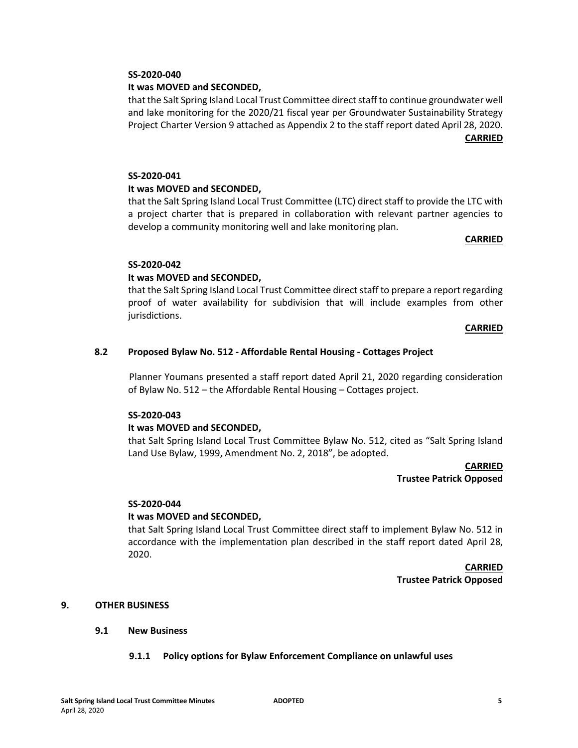**SS-2020-040**

**It was MOVED and SECONDED,**

that the Salt Spring Island Local Trust Committee direct staff to continue groundwater well and lake monitoring for the 2020/21 fiscal year per Groundwater Sustainability Strategy Project Charter Version 9 attached as Appendix 2 to the staff report dated April 28, 2020.

**CARRIED**

**SS-2020-041**

**It was MOVED and SECONDED,**

that the Salt Spring Island Local Trust Committee (LTC) direct staff to provide the LTC with a project charter that is prepared in collaboration with relevant partner agencies to develop a community monitoring well and lake monitoring plan.

**CARRIED**

**SS-2020-042**

**It was MOVED and SECONDED,**

that the Salt Spring Island Local Trust Committee direct staff to prepare a report regarding proof of water availability for subdivision that will include examples from other jurisdictions.

**CARRIED**

### 8.2 Proposed Bylaw No. 512 - Affordable Rental Housing - Cottages Project

Planner Youmans presented a staff report dated April 21, 2020 regarding consideration of Bylaw No. 512 – the Affordable Rental Housing – Cottages project.

**SS-2020-043**

**It was MOVED and SECONDED,**

that Salt Spring Island Local Trust Committee Bylaw No. 512, cited as "Salt Spring Island Land Use Bylaw, 1999, Amendment No. 2, 2018", be adopted.

**CARRIED**
**Trustee Patrick Opposed**

**SS-2020-044**

**It was MOVED and SECONDED,**

that Salt Spring Island Local Trust Committee direct staff to implement Bylaw No. 512 in accordance with the implementation plan described in the staff report dated April 28, 2020.

**CARRIED**
**Trustee Patrick Opposed**

## 9. OTHER BUSINESS

### 9.1 New Business

#### 9.1.1 Policy options for Bylaw Enforcement Compliance on unlawful uses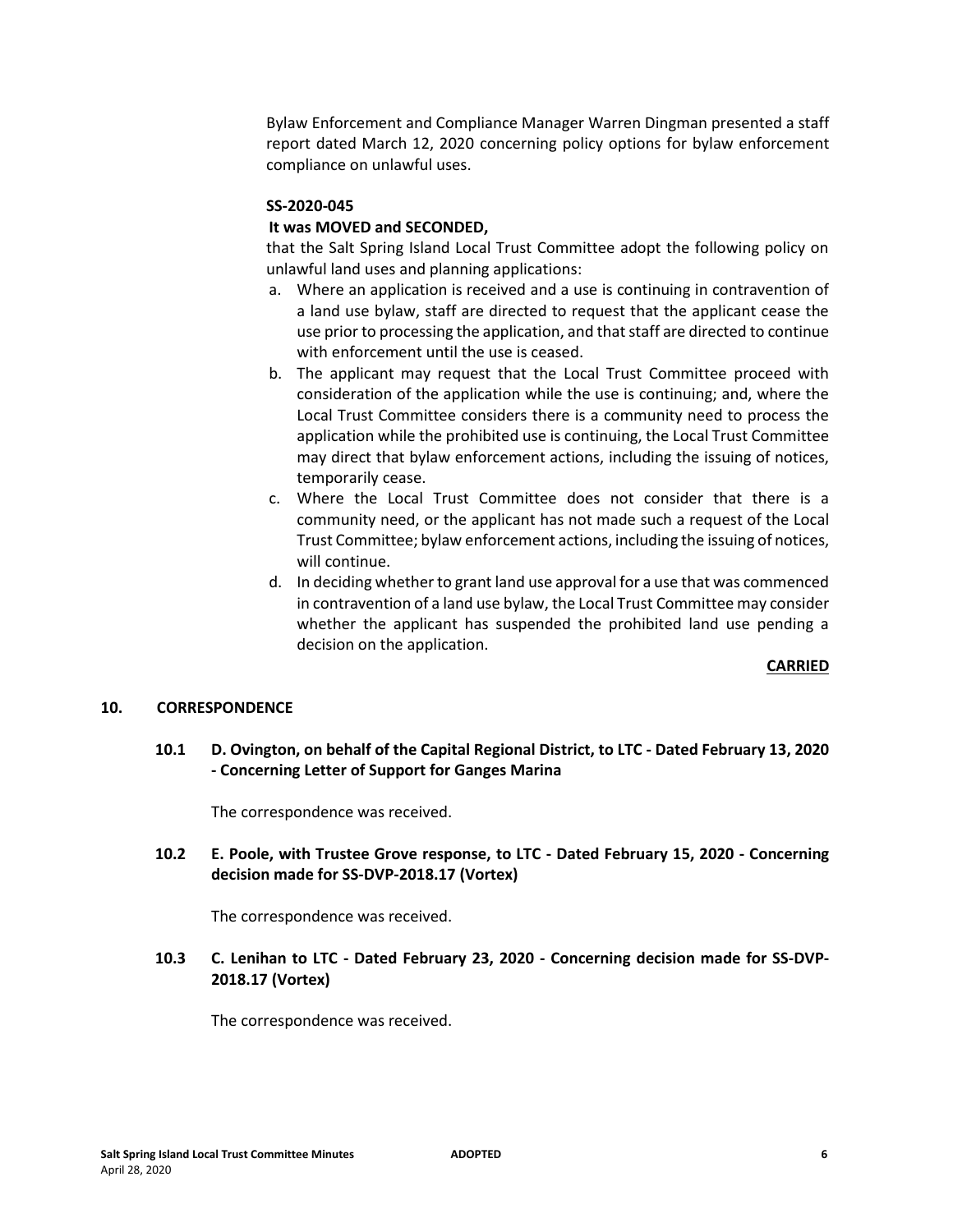Bylaw Enforcement and Compliance Manager Warren Dingman presented a staff report dated March 12, 2020 concerning policy options for bylaw enforcement compliance on unlawful uses.

**SS-2020-045**

**It was MOVED and SECONDED,**

that the Salt Spring Island Local Trust Committee adopt the following policy on unlawful land uses and planning applications:

a. Where an application is received and a use is continuing in contravention of a land use bylaw, staff are directed to request that the applicant cease the use prior to processing the application, and that staff are directed to continue with enforcement until the use is ceased.
b. The applicant may request that the Local Trust Committee proceed with consideration of the application while the use is continuing; and, where the Local Trust Committee considers there is a community need to process the application while the prohibited use is continuing, the Local Trust Committee may direct that bylaw enforcement actions, including the issuing of notices, temporarily cease.
c. Where the Local Trust Committee does not consider that there is a community need, or the applicant has not made such a request of the Local Trust Committee; bylaw enforcement actions, including the issuing of notices, will continue.
d. In deciding whether to grant land use approval for a use that was commenced in contravention of a land use bylaw, the Local Trust Committee may consider whether the applicant has suspended the prohibited land use pending a decision on the application.

**CARRIED**

## 10. CORRESPONDENCE

### 10.1 D. Ovington, on behalf of the Capital Regional District, to LTC - Dated February 13, 2020 - Concerning Letter of Support for Ganges Marina

The correspondence was received.

### 10.2 E. Poole, with Trustee Grove response, to LTC - Dated February 15, 2020 - Concerning decision made for SS-DVP-2018.17 (Vortex)

The correspondence was received.

### 10.3 C. Lenihan to LTC - Dated February 23, 2020 - Concerning decision made for SS-DVP-2018.17 (Vortex)

The correspondence was received.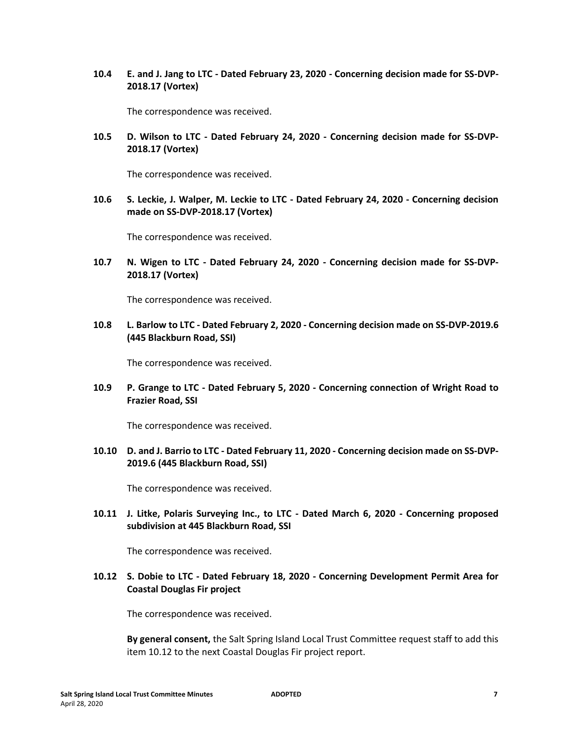**10.4 E. and J. Jang to LTC - Dated February 23, 2020 - Concerning decision made for SS-DVP-2018.17 (Vortex)**

The correspondence was received.

**10.5 D. Wilson to LTC - Dated February 24, 2020 - Concerning decision made for SS-DVP-2018.17 (Vortex)**

The correspondence was received.

**10.6 S. Leckie, J. Walper, M. Leckie to LTC - Dated February 24, 2020 - Concerning decision made on SS-DVP-2018.17 (Vortex)**

The correspondence was received.

**10.7 N. Wigen to LTC - Dated February 24, 2020 - Concerning decision made for SS-DVP-2018.17 (Vortex)**

The correspondence was received.

**10.8 L. Barlow to LTC - Dated February 2, 2020 - Concerning decision made on SS-DVP-2019.6 (445 Blackburn Road, SSI)**

The correspondence was received.

**10.9 P. Grange to LTC - Dated February 5, 2020 - Concerning connection of Wright Road to Frazier Road, SSI**

The correspondence was received.

**10.10 D. and J. Barrio to LTC - Dated February 11, 2020 - Concerning decision made on SS-DVP-2019.6 (445 Blackburn Road, SSI)**

The correspondence was received.

**10.11 J. Litke, Polaris Surveying Inc., to LTC - Dated March 6, 2020 - Concerning proposed subdivision at 445 Blackburn Road, SSI**

The correspondence was received.

**10.12 S. Dobie to LTC - Dated February 18, 2020 - Concerning Development Permit Area for Coastal Douglas Fir project**

The correspondence was received.

**By general consent,** the Salt Spring Island Local Trust Committee request staff to add this item 10.12 to the next Coastal Douglas Fir project report.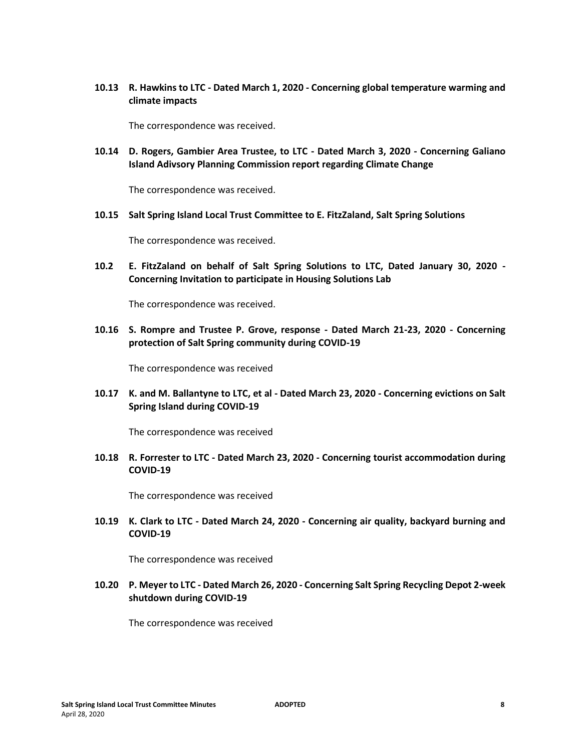**10.13 R. Hawkins to LTC - Dated March 1, 2020 - Concerning global temperature warming and climate impacts**

The correspondence was received.

**10.14 D. Rogers, Gambier Area Trustee, to LTC - Dated March 3, 2020 - Concerning Galiano Island Adivsory Planning Commission report regarding Climate Change**

The correspondence was received.

**10.15 Salt Spring Island Local Trust Committee to E. FitzZaland, Salt Spring Solutions**

The correspondence was received.

**10.2 E. FitzZaland on behalf of Salt Spring Solutions to LTC, Dated January 30, 2020 - Concerning Invitation to participate in Housing Solutions Lab**

The correspondence was received.

**10.16 S. Rompre and Trustee P. Grove, response - Dated March 21-23, 2020 - Concerning protection of Salt Spring community during COVID-19**

The correspondence was received

**10.17 K. and M. Ballantyne to LTC, et al - Dated March 23, 2020 - Concerning evictions on Salt Spring Island during COVID-19**

The correspondence was received

**10.18 R. Forrester to LTC - Dated March 23, 2020 - Concerning tourist accommodation during COVID-19**

The correspondence was received

**10.19 K. Clark to LTC - Dated March 24, 2020 - Concerning air quality, backyard burning and COVID-19**

The correspondence was received

**10.20 P. Meyer to LTC - Dated March 26, 2020 - Concerning Salt Spring Recycling Depot 2-week shutdown during COVID-19**

The correspondence was received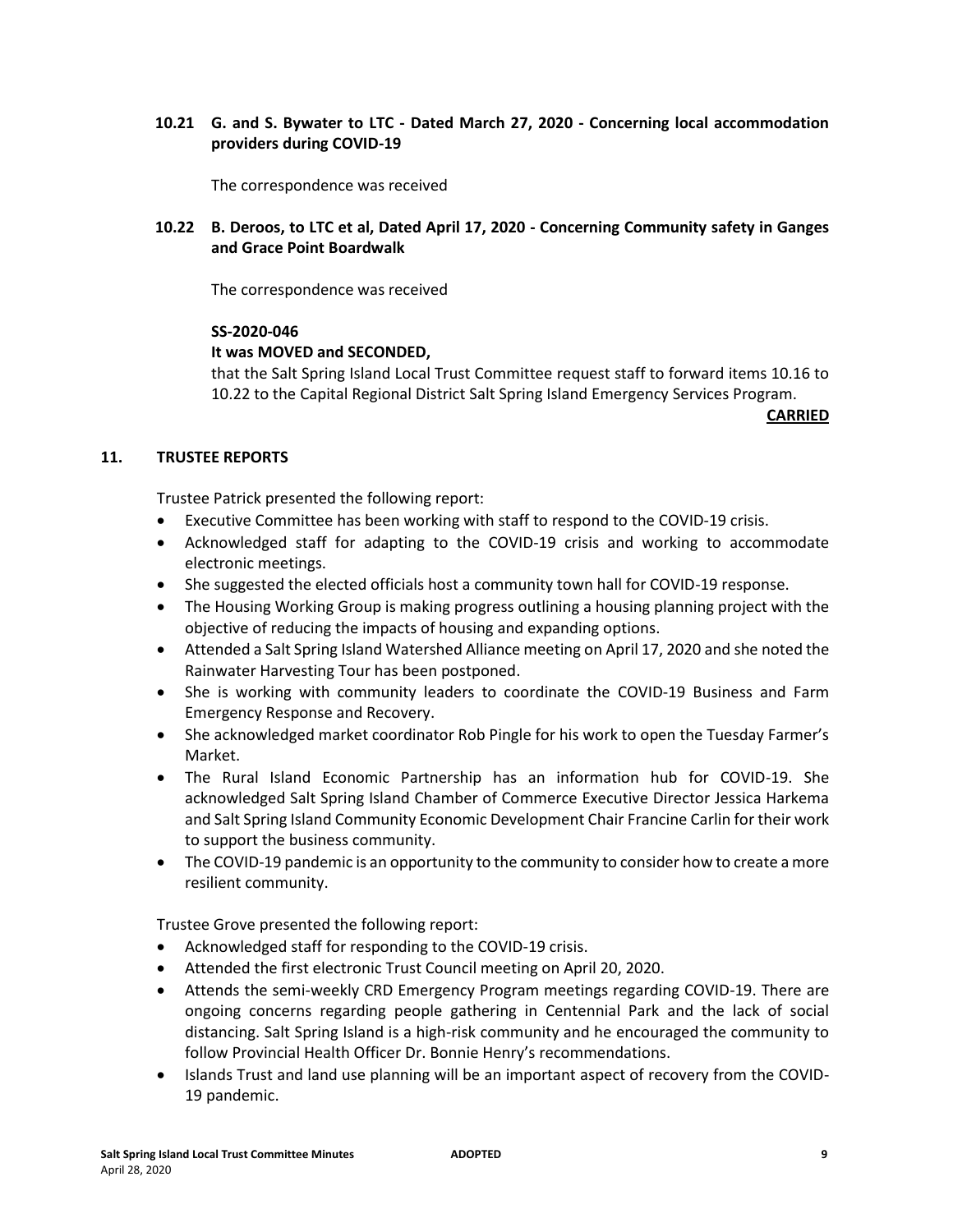### 10.21 G. and S. Bywater to LTC - Dated March 27, 2020 - Concerning local accommodation providers during COVID-19

The correspondence was received

### 10.22 B. Deroos, to LTC et al, Dated April 17, 2020 - Concerning Community safety in Ganges and Grace Point Boardwalk

The correspondence was received

**SS-2020-046**

**It was MOVED and SECONDED,**

that the Salt Spring Island Local Trust Committee request staff to forward items 10.16 to 10.22 to the Capital Regional District Salt Spring Island Emergency Services Program.

**CARRIED**

## 11. TRUSTEE REPORTS

Trustee Patrick presented the following report:

- Executive Committee has been working with staff to respond to the COVID-19 crisis.
- Acknowledged staff for adapting to the COVID-19 crisis and working to accommodate electronic meetings.
- She suggested the elected officials host a community town hall for COVID-19 response.
- The Housing Working Group is making progress outlining a housing planning project with the objective of reducing the impacts of housing and expanding options.
- Attended a Salt Spring Island Watershed Alliance meeting on April 17, 2020 and she noted the Rainwater Harvesting Tour has been postponed.
- She is working with community leaders to coordinate the COVID-19 Business and Farm Emergency Response and Recovery.
- She acknowledged market coordinator Rob Pingle for his work to open the Tuesday Farmer's Market.
- The Rural Island Economic Partnership has an information hub for COVID-19. She acknowledged Salt Spring Island Chamber of Commerce Executive Director Jessica Harkema and Salt Spring Island Community Economic Development Chair Francine Carlin for their work to support the business community.
- The COVID-19 pandemic is an opportunity to the community to consider how to create a more resilient community.

Trustee Grove presented the following report:

- Acknowledged staff for responding to the COVID-19 crisis.
- Attended the first electronic Trust Council meeting on April 20, 2020.
- Attends the semi-weekly CRD Emergency Program meetings regarding COVID-19. There are ongoing concerns regarding people gathering in Centennial Park and the lack of social distancing. Salt Spring Island is a high-risk community and he encouraged the community to follow Provincial Health Officer Dr. Bonnie Henry's recommendations.
- Islands Trust and land use planning will be an important aspect of recovery from the COVID-19 pandemic.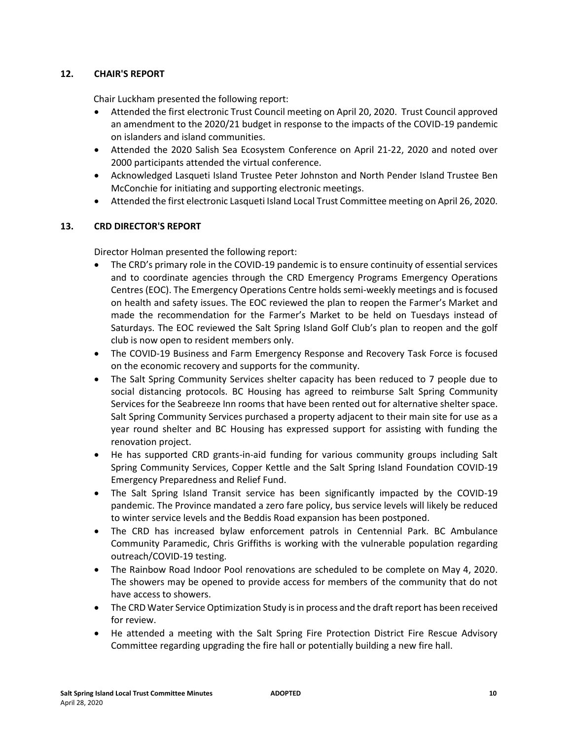## 12. CHAIR'S REPORT

Chair Luckham presented the following report:

- Attended the first electronic Trust Council meeting on April 20, 2020. Trust Council approved an amendment to the 2020/21 budget in response to the impacts of the COVID-19 pandemic on islanders and island communities.
- Attended the 2020 Salish Sea Ecosystem Conference on April 21-22, 2020 and noted over 2000 participants attended the virtual conference.
- Acknowledged Lasqueti Island Trustee Peter Johnston and North Pender Island Trustee Ben McConchie for initiating and supporting electronic meetings.
- Attended the first electronic Lasqueti Island Local Trust Committee meeting on April 26, 2020.

## 13. CRD DIRECTOR'S REPORT

Director Holman presented the following report:

- The CRD's primary role in the COVID-19 pandemic is to ensure continuity of essential services and to coordinate agencies through the CRD Emergency Programs Emergency Operations Centres (EOC). The Emergency Operations Centre holds semi-weekly meetings and is focused on health and safety issues. The EOC reviewed the plan to reopen the Farmer's Market and made the recommendation for the Farmer's Market to be held on Tuesdays instead of Saturdays. The EOC reviewed the Salt Spring Island Golf Club's plan to reopen and the golf club is now open to resident members only.
- The COVID-19 Business and Farm Emergency Response and Recovery Task Force is focused on the economic recovery and supports for the community.
- The Salt Spring Community Services shelter capacity has been reduced to 7 people due to social distancing protocols. BC Housing has agreed to reimburse Salt Spring Community Services for the Seabreeze Inn rooms that have been rented out for alternative shelter space. Salt Spring Community Services purchased a property adjacent to their main site for use as a year round shelter and BC Housing has expressed support for assisting with funding the renovation project.
- He has supported CRD grants-in-aid funding for various community groups including Salt Spring Community Services, Copper Kettle and the Salt Spring Island Foundation COVID-19 Emergency Preparedness and Relief Fund.
- The Salt Spring Island Transit service has been significantly impacted by the COVID-19 pandemic. The Province mandated a zero fare policy, bus service levels will likely be reduced to winter service levels and the Beddis Road expansion has been postponed.
- The CRD has increased bylaw enforcement patrols in Centennial Park. BC Ambulance Community Paramedic, Chris Griffiths is working with the vulnerable population regarding outreach/COVID-19 testing.
- The Rainbow Road Indoor Pool renovations are scheduled to be complete on May 4, 2020. The showers may be opened to provide access for members of the community that do not have access to showers.
- The CRD Water Service Optimization Study is in process and the draft report has been received for review.
- He attended a meeting with the Salt Spring Fire Protection District Fire Rescue Advisory Committee regarding upgrading the fire hall or potentially building a new fire hall.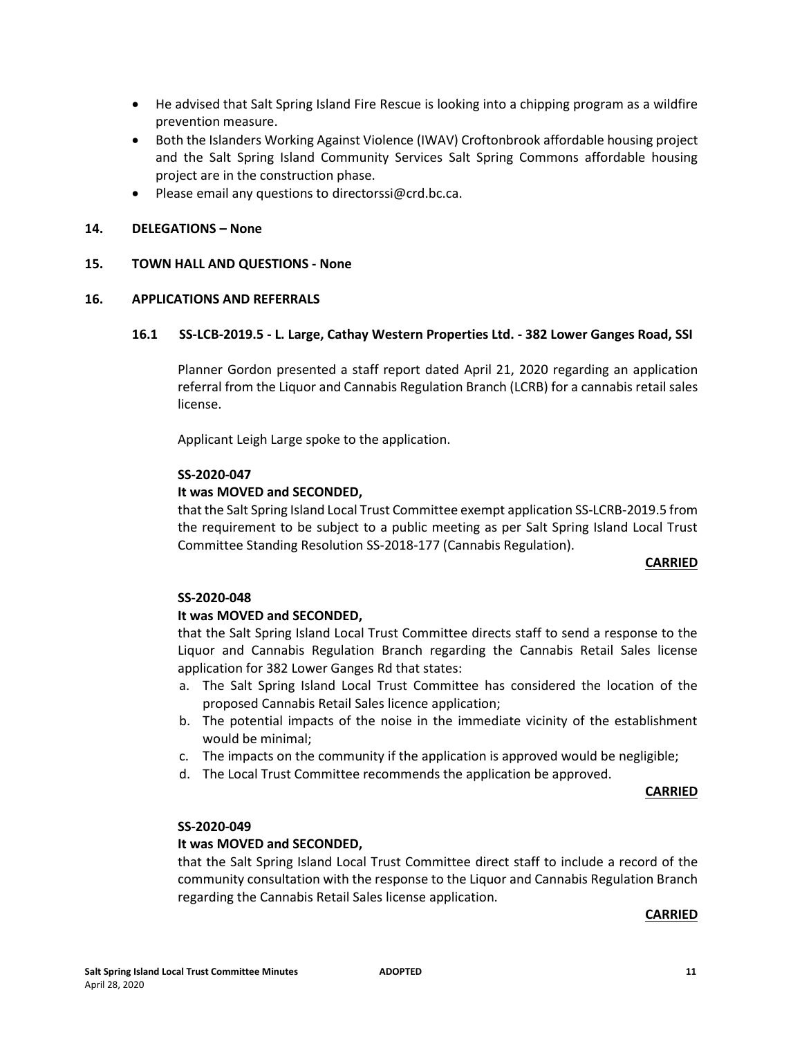- He advised that Salt Spring Island Fire Rescue is looking into a chipping program as a wildfire prevention measure.
- Both the Islanders Working Against Violence (IWAV) Croftonbrook affordable housing project and the Salt Spring Island Community Services Salt Spring Commons affordable housing project are in the construction phase.
- Please email any questions to directorssi@crd.bc.ca.

## 14. DELEGATIONS – None

## 15. TOWN HALL AND QUESTIONS - None

## 16. APPLICATIONS AND REFERRALS

### 16.1 SS-LCB-2019.5 - L. Large, Cathay Western Properties Ltd. - 382 Lower Ganges Road, SSI

Planner Gordon presented a staff report dated April 21, 2020 regarding an application referral from the Liquor and Cannabis Regulation Branch (LCRB) for a cannabis retail sales license.

Applicant Leigh Large spoke to the application.

**SS-2020-047**

**It was MOVED and SECONDED,**

that the Salt Spring Island Local Trust Committee exempt application SS-LCRB-2019.5 from the requirement to be subject to a public meeting as per Salt Spring Island Local Trust Committee Standing Resolution SS-2018-177 (Cannabis Regulation).

**CARRIED**

**SS-2020-048**

**It was MOVED and SECONDED,**

that the Salt Spring Island Local Trust Committee directs staff to send a response to the Liquor and Cannabis Regulation Branch regarding the Cannabis Retail Sales license application for 382 Lower Ganges Rd that states:

a. The Salt Spring Island Local Trust Committee has considered the location of the proposed Cannabis Retail Sales licence application;
b. The potential impacts of the noise in the immediate vicinity of the establishment would be minimal;
c. The impacts on the community if the application is approved would be negligible;
d. The Local Trust Committee recommends the application be approved.

**CARRIED**

**SS-2020-049**

**It was MOVED and SECONDED,**

that the Salt Spring Island Local Trust Committee direct staff to include a record of the community consultation with the response to the Liquor and Cannabis Regulation Branch regarding the Cannabis Retail Sales license application.

**CARRIED**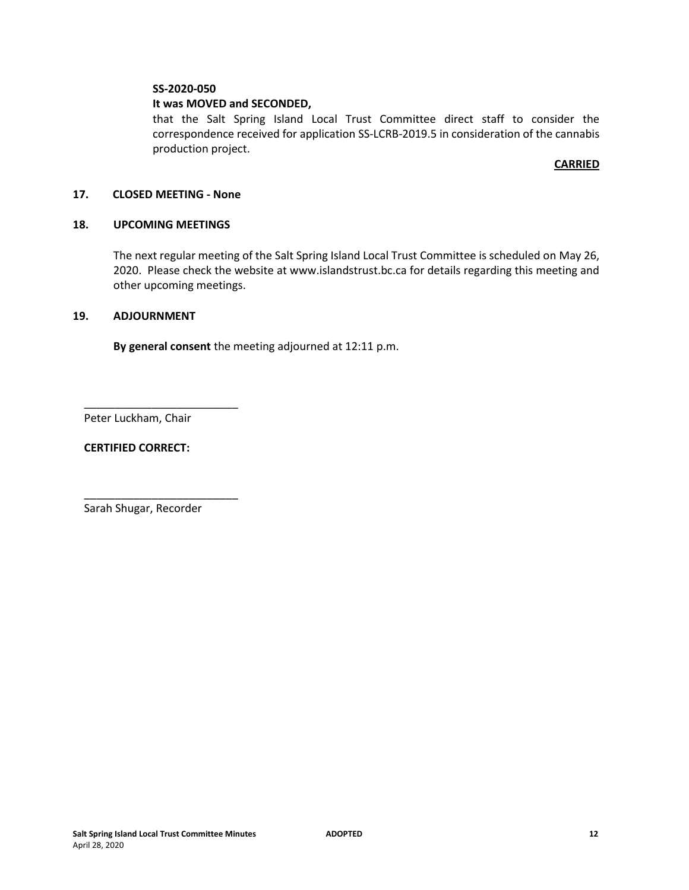**SS-2020-050**

**It was MOVED and SECONDED,**

that the Salt Spring Island Local Trust Committee direct staff to consider the correspondence received for application SS-LCRB-2019.5 in consideration of the cannabis production project.

**CARRIED**

## 17. CLOSED MEETING - None

## 18. UPCOMING MEETINGS

The next regular meeting of the Salt Spring Island Local Trust Committee is scheduled on May 26, 2020. Please check the website at www.islandstrust.bc.ca for details regarding this meeting and other upcoming meetings.

## 19. ADJOURNMENT

**By general consent** the meeting adjourned at 12:11 p.m.

_________________________

Peter Luckham, Chair

**CERTIFIED CORRECT:**

_________________________

Sarah Shugar, Recorder